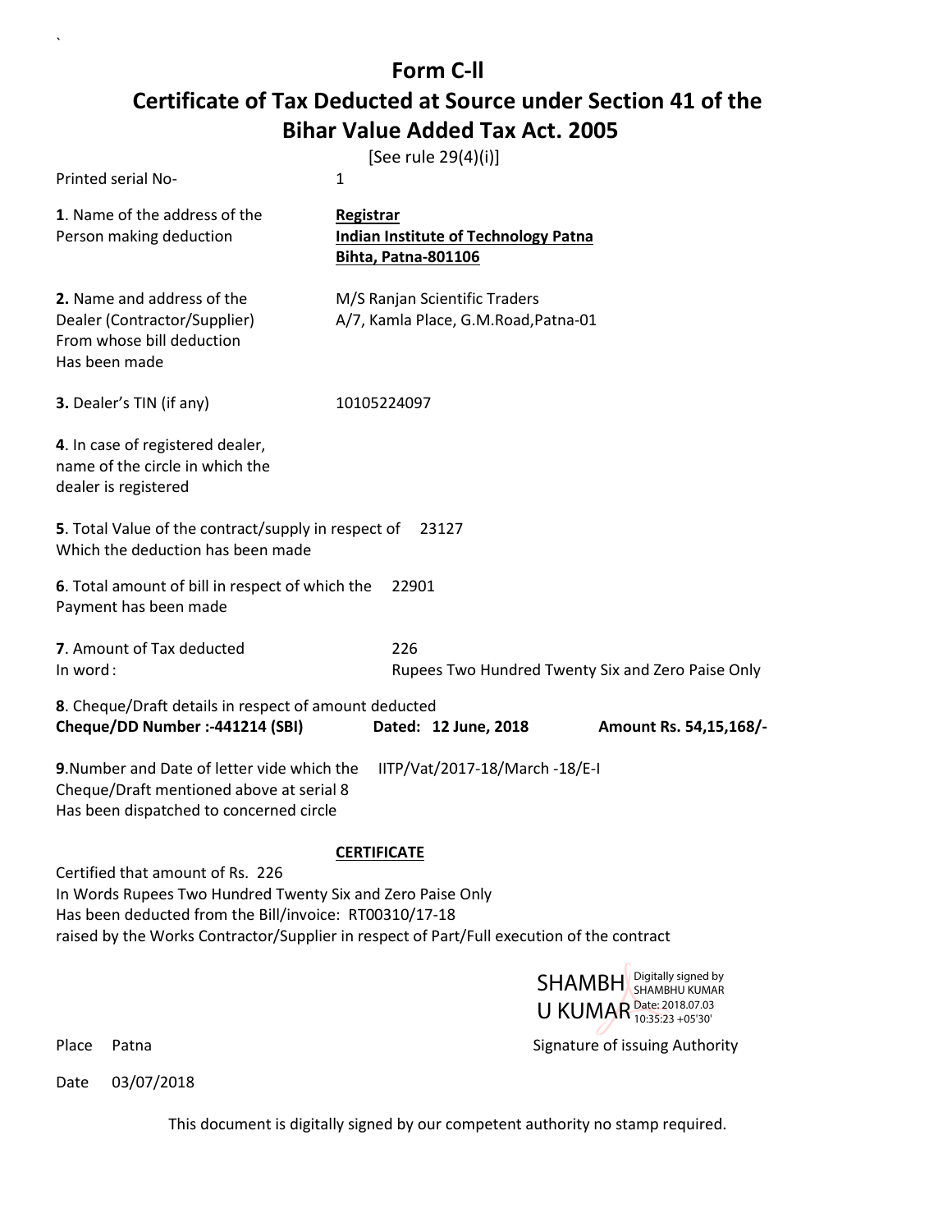# Form C-ll

## Certificate of Tax Deducted at Source under Section 41 of the Bihar Value Added Tax Act. 2005

[See rule 29(4)(i)]

Printed serial No- 1

**1**. Name of the address of the Person making deduction

**Registrar**
**Indian Institute of Technology Patna**
**Bihta, Patna-801106**

**2.** Name and address of the Dealer (Contractor/Supplier) From whose bill deduction Has been made

M/S Ranjan Scientific Traders
A/7, Kamla Place, G.M.Road,Patna-01

**3.** Dealer's TIN (if any) 10105224097

**4**. In case of registered dealer, name of the circle in which the dealer is registered

**5**. Total Value of the contract/supply in respect of Which the deduction has been made 23127

**6**. Total amount of bill in respect of which the Payment has been made 22901

**7**. Amount of Tax deducted 226
In word : Rupees Two Hundred Twenty Six and Zero Paise Only

**8**. Cheque/Draft details in respect of amount deducted
**Cheque/DD Number :-441214 (SBI)** **Dated: 12 June, 2018** **Amount Rs. 54,15,168/-**

**9**.Number and Date of letter vide which the Cheque/Draft mentioned above at serial 8 Has been dispatched to concerned circle IITP/Vat/2017-18/March -18/E-I

**CERTIFICATE**

Certified that amount of Rs. 226
In Words Rupees Two Hundred Twenty Six and Zero Paise Only
Has been deducted from the Bill/invoice: RT00310/17-18
raised by the Works Contractor/Supplier in respect of Part/Full execution of the contract

SHAMBHU KUMAR
Digitally signed by SHAMBHU KUMAR
Date: 2018.07.03 10:35:23 +05'30'

Place Patna

Signature of issuing Authority

Date 03/07/2018

This document is digitally signed by our competent authority no stamp required.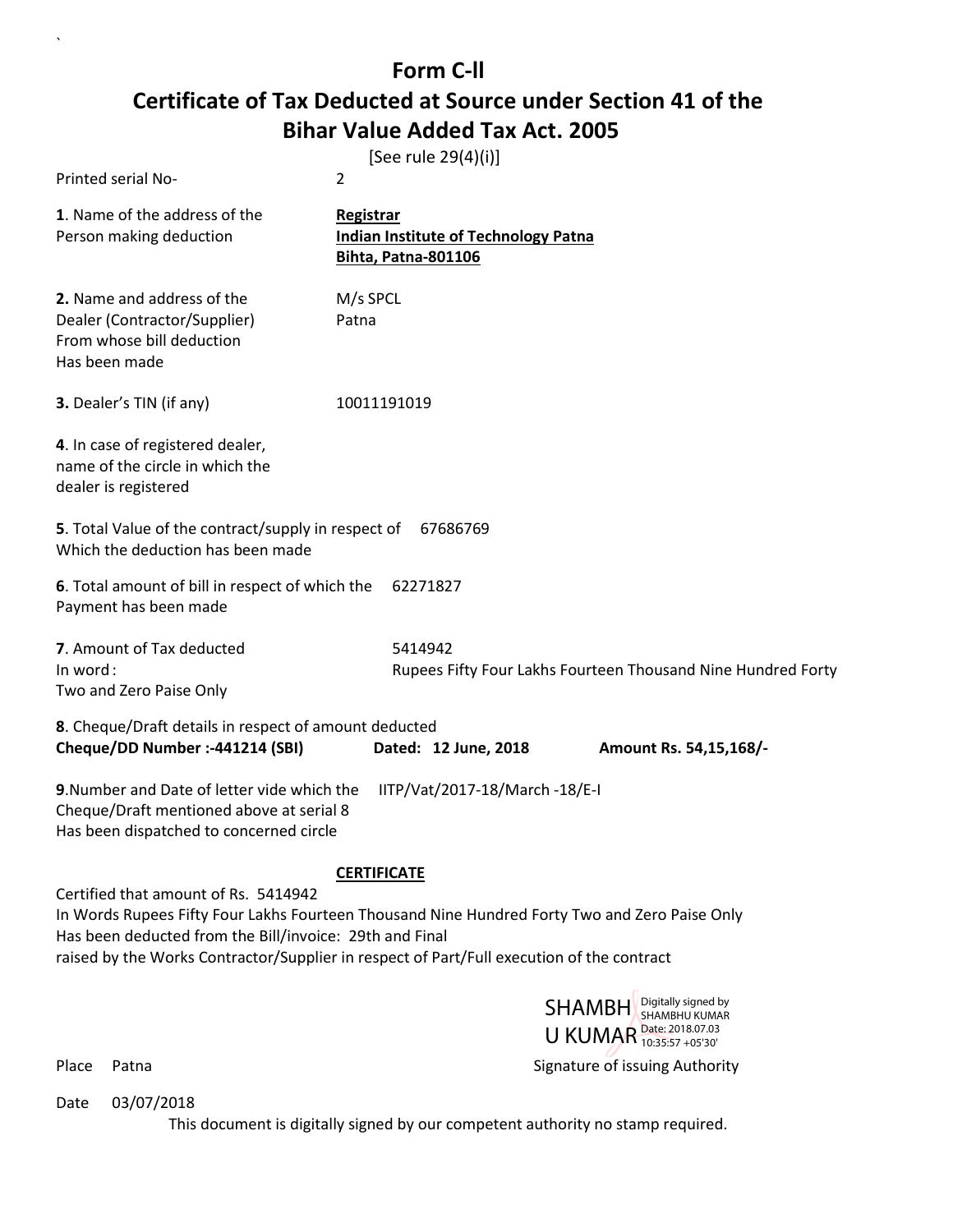# Form C-II

## Certificate of Tax Deducted at Source under Section 41 of the Bihar Value Added Tax Act. 2005

[See rule 29(4)(i)]

Printed serial No- 2

**1**. Name of the address of the Person making deduction

**Registrar**
**Indian Institute of Technology Patna**
**Bihta, Patna-801106**

**2.** Name and address of the Dealer (Contractor/Supplier) From whose bill deduction Has been made

M/s SPCL
Patna

**3.** Dealer's TIN (if any) 10011191019

**4**. In case of registered dealer, name of the circle in which the dealer is registered

**5**. Total Value of the contract/supply in respect of Which the deduction has been made 67686769

**6**. Total amount of bill in respect of which the Payment has been made 62271827

**7**. Amount of Tax deducted 5414942
In word : Rupees Fifty Four Lakhs Fourteen Thousand Nine Hundred Forty Two and Zero Paise Only

**8**. Cheque/Draft details in respect of amount deducted
**Cheque/DD Number :-441214 (SBI)** **Dated: 12 June, 2018** **Amount Rs. 54,15,168/-**

**9**.Number and Date of letter vide which the Cheque/Draft mentioned above at serial 8 Has been dispatched to concerned circle IITP/Vat/2017-18/March -18/E-I

**CERTIFICATE**

Certified that amount of Rs. 5414942
In Words Rupees Fifty Four Lakhs Fourteen Thousand Nine Hundred Forty Two and Zero Paise Only
Has been deducted from the Bill/invoice: 29th and Final
raised by the Works Contractor/Supplier in respect of Part/Full execution of the contract

SHAMBHU KUMAR
Digitally signed by SHAMBHU KUMAR
Date: 2018.07.03 10:35:57 +05'30'

Place Patna

Signature of issuing Authority

Date 03/07/2018

This document is digitally signed by our competent authority no stamp required.